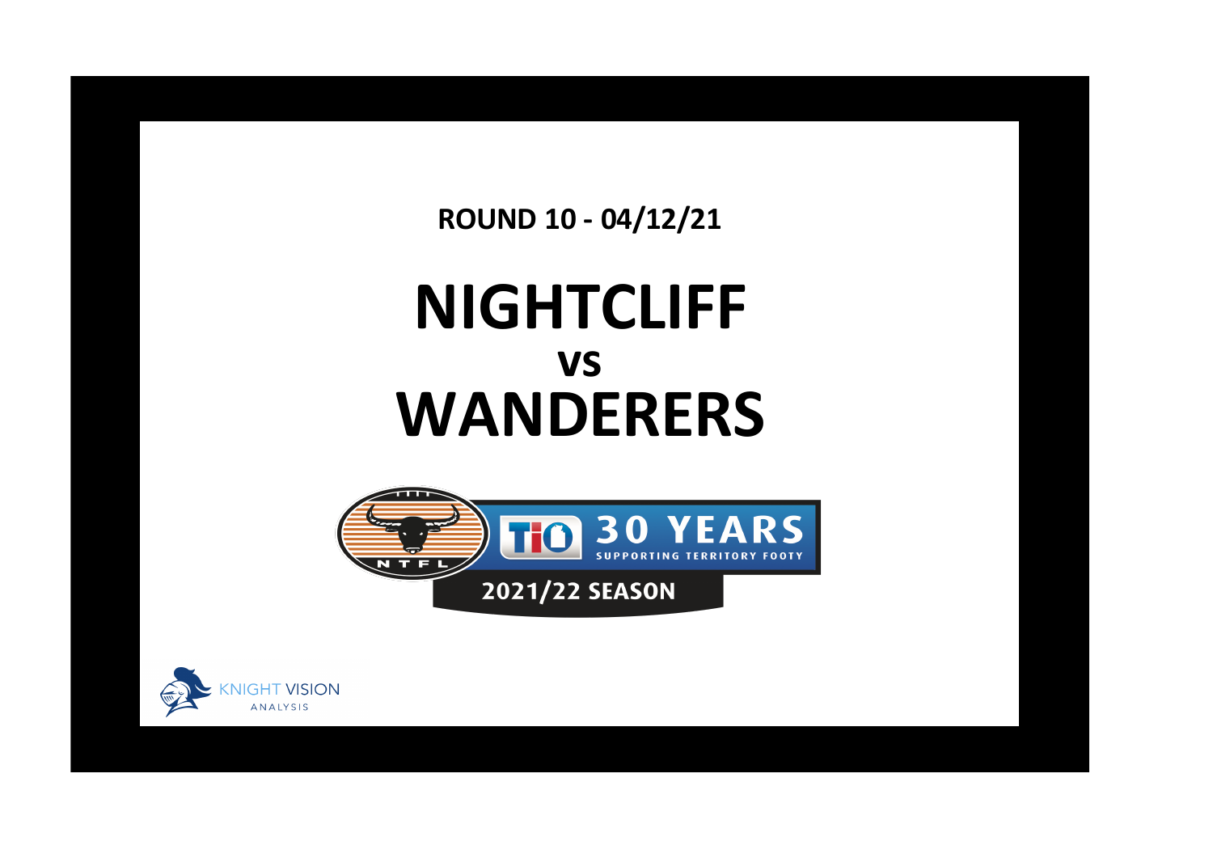**ROUND 10 - 04/12/21**

# NIGHTCLIFF
## vs
# WANDERERS

30 YEARS

SUPPORTING TERRITORY FOOTY

2021/22 SEASON

KNIGHT VISION ANALYSIS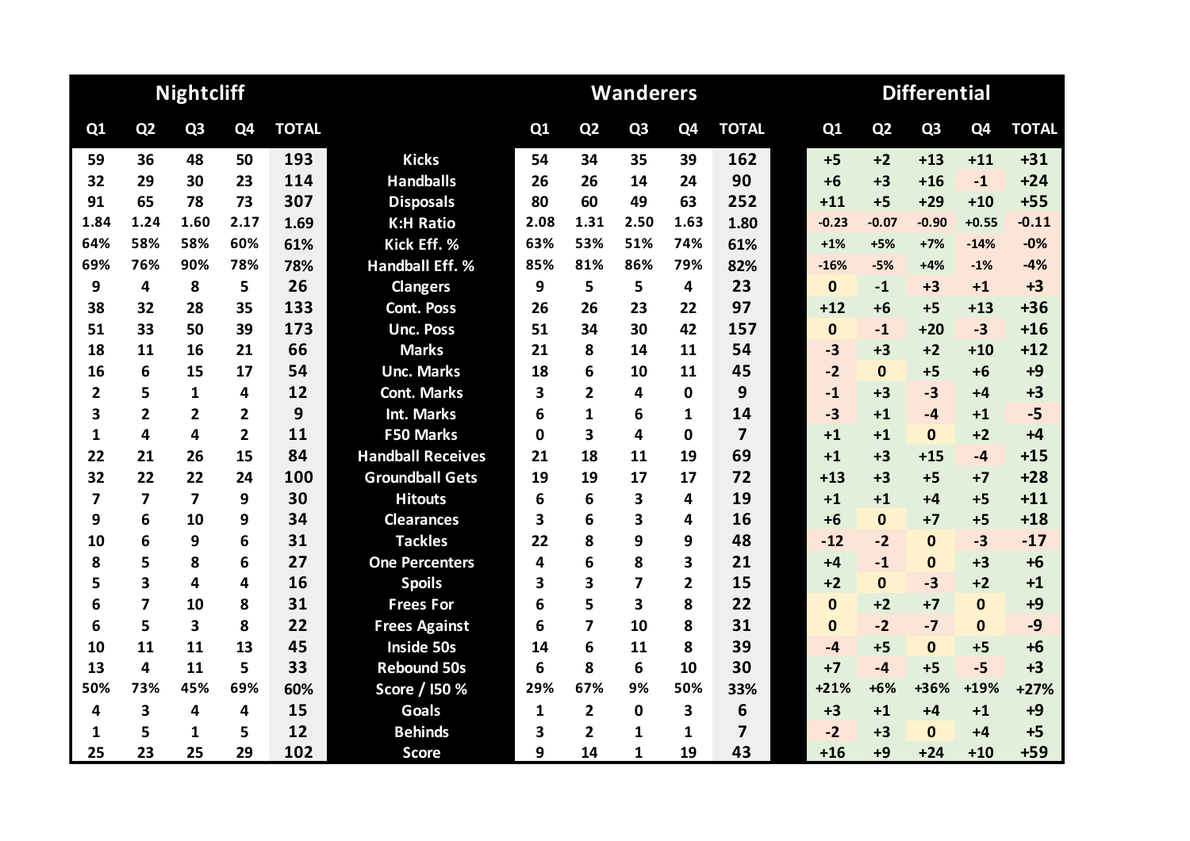| Nightcliff | | | | | | Wanderers | | | | | Differential | | | | |
|---|---|---|---|---|---|---|---|---|---|---|---|---|---|---|---|
| Q1 | Q2 | Q3 | Q4 | TOTAL | | Q1 | Q2 | Q3 | Q4 | TOTAL | Q1 | Q2 | Q3 | Q4 | TOTAL |
| 59 | 36 | 48 | 50 | 193 | Kicks | 54 | 34 | 35 | 39 | 162 | +5 | +2 | +13 | +11 | +31 |
| 32 | 29 | 30 | 23 | 114 | Handballs | 26 | 26 | 14 | 24 | 90 | +6 | +3 | +16 | -1 | +24 |
| 91 | 65 | 78 | 73 | 307 | Disposals | 80 | 60 | 49 | 63 | 252 | +11 | +5 | +29 | +10 | +55 |
| 1.84 | 1.24 | 1.60 | 2.17 | 1.69 | K:H Ratio | 2.08 | 1.31 | 2.50 | 1.63 | 1.80 | -0.23 | -0.07 | -0.90 | +0.55 | -0.11 |
| 64% | 58% | 58% | 60% | 61% | Kick Eff. % | 63% | 53% | 51% | 74% | 61% | +1% | +5% | +7% | -14% | -0% |
| 69% | 76% | 90% | 78% | 78% | Handball Eff. % | 85% | 81% | 86% | 79% | 82% | -16% | -5% | +4% | -1% | -4% |
| 9 | 4 | 8 | 5 | 26 | Clangers | 9 | 5 | 5 | 4 | 23 | 0 | -1 | +3 | +1 | +3 |
| 38 | 32 | 28 | 35 | 133 | Cont. Poss | 26 | 26 | 23 | 22 | 97 | +12 | +6 | +5 | +13 | +36 |
| 51 | 33 | 50 | 39 | 173 | Unc. Poss | 51 | 34 | 30 | 42 | 157 | 0 | -1 | +20 | -3 | +16 |
| 18 | 11 | 16 | 21 | 66 | Marks | 21 | 8 | 14 | 11 | 54 | -3 | +3 | +2 | +10 | +12 |
| 16 | 6 | 15 | 17 | 54 | Unc. Marks | 18 | 6 | 10 | 11 | 45 | -2 | 0 | +5 | +6 | +9 |
| 2 | 5 | 1 | 4 | 12 | Cont. Marks | 3 | 2 | 4 | 0 | 9 | -1 | +3 | -3 | +4 | +3 |
| 3 | 2 | 2 | 2 | 9 | Int. Marks | 6 | 1 | 6 | 1 | 14 | -3 | +1 | -4 | +1 | -5 |
| 1 | 4 | 4 | 2 | 11 | F50 Marks | 0 | 3 | 4 | 0 | 7 | +1 | +1 | 0 | +2 | +4 |
| 22 | 21 | 26 | 15 | 84 | Handball Receives | 21 | 18 | 11 | 19 | 69 | +1 | +3 | +15 | -4 | +15 |
| 32 | 22 | 22 | 24 | 100 | Groundball Gets | 19 | 19 | 17 | 17 | 72 | +13 | +3 | +5 | +7 | +28 |
| 7 | 7 | 7 | 9 | 30 | Hitouts | 6 | 6 | 3 | 4 | 19 | +1 | +1 | +4 | +5 | +11 |
| 9 | 6 | 10 | 9 | 34 | Clearances | 3 | 6 | 3 | 4 | 16 | +6 | 0 | +7 | +5 | +18 |
| 10 | 6 | 9 | 6 | 31 | Tackles | 22 | 8 | 9 | 9 | 48 | -12 | -2 | 0 | -3 | -17 |
| 8 | 5 | 8 | 6 | 27 | One Percenters | 4 | 6 | 8 | 3 | 21 | +4 | -1 | 0 | +3 | +6 |
| 5 | 3 | 4 | 4 | 16 | Spoils | 3 | 3 | 7 | 2 | 15 | +2 | 0 | -3 | +2 | +1 |
| 6 | 7 | 10 | 8 | 31 | Frees For | 6 | 5 | 3 | 8 | 22 | 0 | +2 | +7 | 0 | +9 |
| 6 | 5 | 3 | 8 | 22 | Frees Against | 6 | 7 | 10 | 8 | 31 | 0 | -2 | -7 | 0 | -9 |
| 10 | 11 | 11 | 13 | 45 | Inside 50s | 14 | 6 | 11 | 8 | 39 | -4 | +5 | 0 | +5 | +6 |
| 13 | 4 | 11 | 5 | 33 | Rebound 50s | 6 | 8 | 6 | 10 | 30 | +7 | -4 | +5 | -5 | +3 |
| 50% | 73% | 45% | 69% | 60% | Score / I50 % | 29% | 67% | 9% | 50% | 33% | +21% | +6% | +36% | +19% | +27% |
| 4 | 3 | 4 | 4 | 15 | Goals | 1 | 2 | 0 | 3 | 6 | +3 | +1 | +4 | +1 | +9 |
| 1 | 5 | 1 | 5 | 12 | Behinds | 3 | 2 | 1 | 1 | 7 | -2 | +3 | 0 | +4 | +5 |
| 25 | 23 | 25 | 29 | 102 | Score | 9 | 14 | 1 | 19 | 43 | +16 | +9 | +24 | +10 | +59 |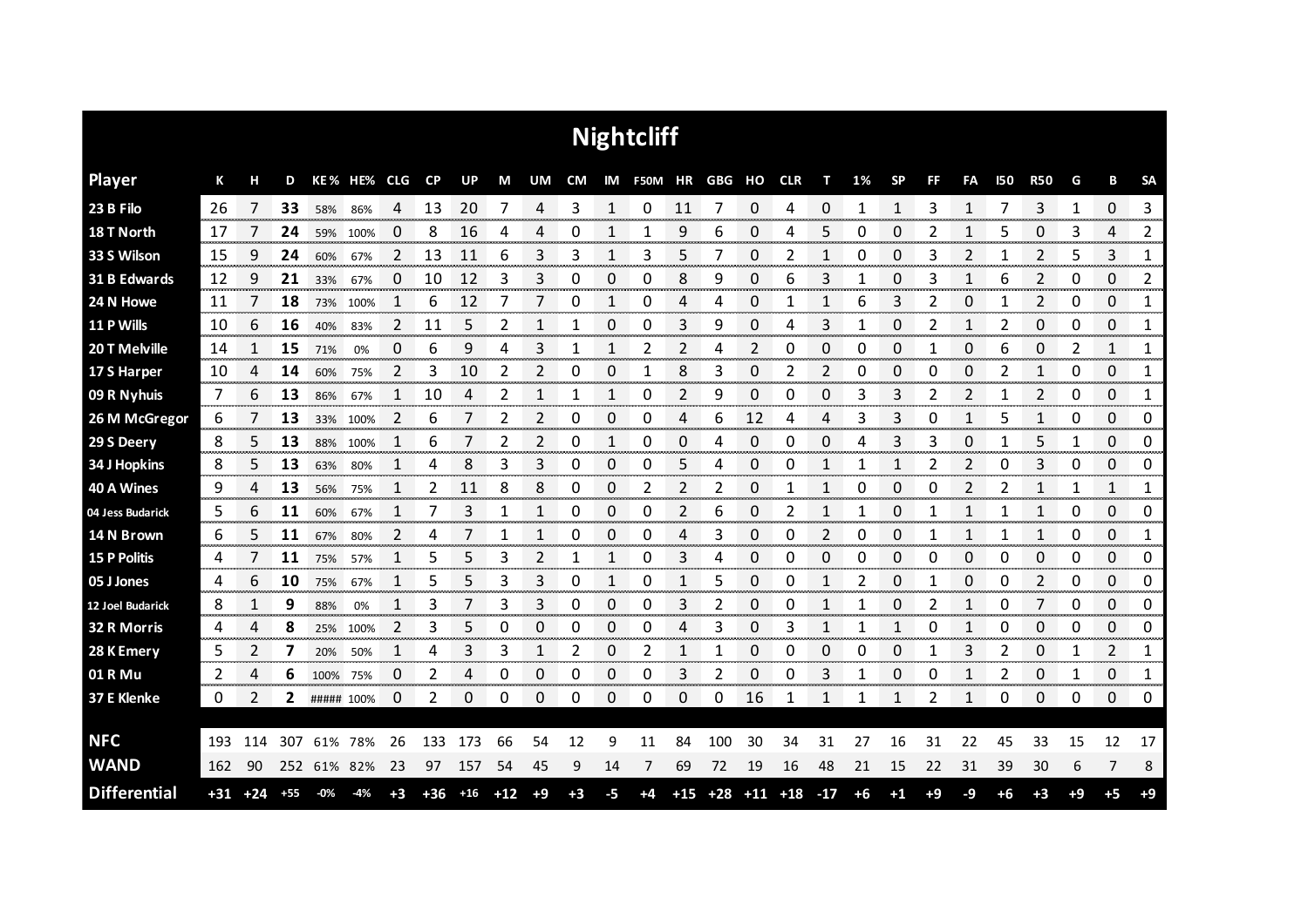# Nightcliff

| Player | K | H | D | KE% | HE% | CLG | CP | UP | M | UM | CM | IM | F50M | HR | GBG | HO | CLR | T | 1% | SP | FF | FA | I50 | R50 | G | B | SA |
|---|---|---|---|---|---|---|---|---|---|---|---|---|---|---|---|---|---|---|---|---|---|---|---|---|---|---|---|
| 23 B Filo | 26 | 7 | **33** | 58% | 86% | 4 | 13 | 20 | 7 | 4 | 3 | 1 | 0 | 11 | 7 | 0 | 4 | 0 | 1 | 1 | 3 | 1 | 7 | 3 | 1 | 0 | 3 |
| 18 T North | 17 | 7 | **24** | 59% | 100% | 0 | 8 | 16 | 4 | 4 | 0 | 1 | 1 | 9 | 6 | 0 | 4 | 5 | 0 | 0 | 2 | 1 | 5 | 0 | 3 | 4 | 2 |
| 33 S Wilson | 15 | 9 | **24** | 60% | 67% | 2 | 13 | 11 | 6 | 3 | 3 | 1 | 3 | 5 | 7 | 0 | 2 | 1 | 0 | 0 | 3 | 2 | 1 | 2 | 5 | 3 | 1 |
| 31 B Edwards | 12 | 9 | **21** | 33% | 67% | 0 | 10 | 12 | 3 | 3 | 0 | 0 | 0 | 8 | 9 | 0 | 6 | 3 | 1 | 0 | 3 | 1 | 6 | 2 | 0 | 0 | 2 |
| 24 N Howe | 11 | 7 | **18** | 73% | 100% | 1 | 6 | 12 | 7 | 7 | 0 | 1 | 0 | 4 | 4 | 0 | 1 | 1 | 6 | 3 | 2 | 0 | 1 | 2 | 0 | 0 | 1 |
| 11 P Wills | 10 | 6 | **16** | 40% | 83% | 2 | 11 | 5 | 2 | 1 | 1 | 0 | 0 | 3 | 9 | 0 | 4 | 3 | 1 | 0 | 2 | 1 | 2 | 0 | 0 | 0 | 1 |
| 20 T Melville | 14 | 1 | **15** | 71% | 0% | 0 | 6 | 9 | 4 | 3 | 1 | 1 | 2 | 2 | 4 | 2 | 0 | 0 | 0 | 0 | 1 | 0 | 6 | 0 | 2 | 1 | 1 |
| 17 S Harper | 10 | 4 | **14** | 60% | 75% | 2 | 3 | 10 | 2 | 2 | 0 | 0 | 1 | 8 | 3 | 0 | 2 | 2 | 0 | 0 | 0 | 0 | 2 | 1 | 0 | 0 | 1 |
| 09 R Nyhuis | 7 | 6 | **13** | 86% | 67% | 1 | 10 | 4 | 2 | 1 | 1 | 1 | 0 | 2 | 9 | 0 | 0 | 0 | 3 | 3 | 2 | 2 | 1 | 2 | 0 | 0 | 1 |
| 26 M McGregor | 6 | 7 | **13** | 33% | 100% | 2 | 6 | 7 | 2 | 2 | 0 | 0 | 0 | 4 | 6 | 12 | 4 | 4 | 3 | 3 | 0 | 1 | 5 | 1 | 0 | 0 | 0 |
| 29 S Deery | 8 | 5 | **13** | 88% | 100% | 1 | 6 | 7 | 2 | 2 | 0 | 1 | 0 | 0 | 4 | 0 | 0 | 0 | 4 | 3 | 3 | 0 | 1 | 5 | 1 | 0 | 0 |
| 34 J Hopkins | 8 | 5 | **13** | 63% | 80% | 1 | 4 | 8 | 3 | 3 | 0 | 0 | 0 | 5 | 4 | 0 | 0 | 1 | 1 | 1 | 2 | 2 | 0 | 3 | 0 | 0 | 0 |
| 40 A Wines | 9 | 4 | **13** | 56% | 75% | 1 | 2 | 11 | 8 | 8 | 0 | 0 | 2 | 2 | 2 | 0 | 1 | 1 | 0 | 0 | 0 | 2 | 2 | 1 | 1 | 1 | 1 |
| 04 Jess Budarick | 5 | 6 | **11** | 60% | 67% | 1 | 7 | 3 | 1 | 1 | 0 | 0 | 0 | 2 | 6 | 0 | 2 | 1 | 1 | 0 | 1 | 1 | 1 | 1 | 0 | 0 | 0 |
| 14 N Brown | 6 | 5 | **11** | 67% | 80% | 2 | 4 | 7 | 1 | 1 | 0 | 0 | 0 | 4 | 3 | 0 | 0 | 2 | 0 | 0 | 1 | 1 | 1 | 1 | 0 | 0 | 1 |
| 15 P Politis | 4 | 7 | **11** | 75% | 57% | 1 | 5 | 5 | 3 | 2 | 1 | 1 | 0 | 3 | 4 | 0 | 0 | 0 | 0 | 0 | 0 | 0 | 0 | 0 | 0 | 0 | 0 |
| 05 J Jones | 4 | 6 | **10** | 75% | 67% | 1 | 5 | 5 | 3 | 3 | 0 | 1 | 0 | 1 | 5 | 0 | 0 | 1 | 2 | 0 | 1 | 0 | 0 | 2 | 0 | 0 | 0 |
| 12 Joel Budarick | 8 | 1 | **9** | 88% | 0% | 1 | 3 | 7 | 3 | 3 | 0 | 0 | 0 | 3 | 2 | 0 | 0 | 1 | 1 | 0 | 2 | 1 | 0 | 7 | 0 | 0 | 0 |
| 32 R Morris | 4 | 4 | **8** | 25% | 100% | 2 | 3 | 5 | 0 | 0 | 0 | 0 | 0 | 4 | 3 | 0 | 3 | 1 | 1 | 1 | 0 | 1 | 0 | 0 | 0 | 0 | 0 |
| 28 K Emery | 5 | 2 | **7** | 20% | 50% | 1 | 4 | 3 | 3 | 1 | 2 | 0 | 2 | 1 | 1 | 0 | 0 | 0 | 0 | 0 | 1 | 3 | 2 | 0 | 1 | 2 | 1 |
| 01 R Mu | 2 | 4 | **6** | 100% | 75% | 0 | 2 | 4 | 0 | 0 | 0 | 0 | 0 | 3 | 2 | 0 | 0 | 3 | 1 | 0 | 0 | 1 | 2 | 0 | 1 | 0 | 1 |
| 37 E Klenke | 0 | 2 | **2** | ##### | 100% | 0 | 2 | 0 | 0 | 0 | 0 | 0 | 0 | 0 | 0 | 16 | 1 | 1 | 1 | 1 | 2 | 1 | 0 | 0 | 0 | 0 | 0 |
| **NFC** | 193 | 114 | 307 | 61% | 78% | 26 | 133 | 173 | 66 | 54 | 12 | 9 | 11 | 84 | 100 | 30 | 34 | 31 | 27 | 16 | 31 | 22 | 45 | 33 | 15 | 12 | 17 |
| **WAND** | 162 | 90 | 252 | 61% | 82% | 23 | 97 | 157 | 54 | 45 | 9 | 14 | 7 | 69 | 72 | 19 | 16 | 48 | 21 | 15 | 22 | 31 | 39 | 30 | 6 | 7 | 8 |
| **Differential** | +31 | +24 | +55 | -0% | -4% | +3 | +36 | +16 | +12 | +9 | +3 | -5 | +4 | +15 | +28 | +11 | +18 | -17 | +6 | +1 | +9 | -9 | +6 | +3 | +9 | +5 | +9 |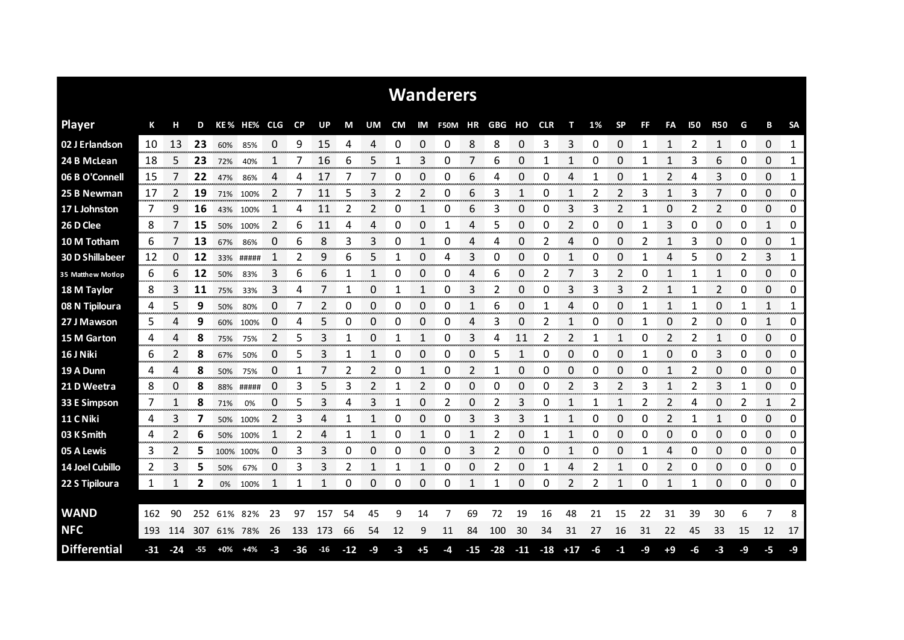# Wanderers

| Player | K | H | D | KE % | HE% | CLG | CP | UP | M | UM | CM | IM | F50M | HR | GBG | HO | CLR | T | 1% | SP | FF | FA | I50 | R50 | G | B | SA |
|---|---|---|---|---|---|---|---|---|---|---|---|---|---|---|---|---|---|---|---|---|---|---|---|---|---|---|---|
| 02 J Erlandson | 10 | 13 | 23 | 60% | 85% | 0 | 9 | 15 | 4 | 4 | 0 | 0 | 0 | 8 | 8 | 0 | 3 | 3 | 0 | 0 | 1 | 1 | 2 | 1 | 0 | 0 | 1 |
| 24 B McLean | 18 | 5 | 23 | 72% | 40% | 1 | 7 | 16 | 6 | 5 | 1 | 3 | 0 | 7 | 6 | 0 | 1 | 1 | 0 | 0 | 1 | 1 | 3 | 6 | 0 | 0 | 1 |
| 06 B O'Connell | 15 | 7 | 22 | 47% | 86% | 4 | 4 | 17 | 7 | 7 | 0 | 0 | 0 | 6 | 4 | 0 | 0 | 4 | 1 | 0 | 1 | 2 | 4 | 3 | 0 | 0 | 1 |
| 25 B Newman | 17 | 2 | 19 | 71% | 100% | 2 | 7 | 11 | 5 | 3 | 2 | 2 | 0 | 6 | 3 | 1 | 0 | 1 | 2 | 2 | 3 | 1 | 3 | 7 | 0 | 0 | 0 |
| 17 L Johnston | 7 | 9 | 16 | 43% | 100% | 1 | 4 | 11 | 2 | 2 | 0 | 1 | 0 | 6 | 3 | 0 | 0 | 3 | 3 | 2 | 1 | 0 | 2 | 2 | 0 | 0 | 0 |
| 26 D Clee | 8 | 7 | 15 | 50% | 100% | 2 | 6 | 11 | 4 | 4 | 0 | 0 | 1 | 4 | 5 | 0 | 0 | 2 | 0 | 0 | 1 | 3 | 0 | 0 | 0 | 1 | 0 |
| 10 M Totham | 6 | 7 | 13 | 67% | 86% | 0 | 6 | 8 | 3 | 3 | 0 | 1 | 0 | 4 | 4 | 0 | 2 | 4 | 0 | 0 | 2 | 1 | 3 | 0 | 0 | 0 | 1 |
| 30 D Shillabeer | 12 | 0 | 12 | 33% | ##### | 1 | 2 | 9 | 6 | 5 | 1 | 0 | 4 | 3 | 0 | 0 | 0 | 1 | 0 | 0 | 1 | 4 | 5 | 0 | 2 | 3 | 1 |
| 35 Matthew Motlop | 6 | 6 | 12 | 50% | 83% | 3 | 6 | 6 | 1 | 1 | 0 | 0 | 0 | 4 | 6 | 0 | 2 | 7 | 3 | 2 | 0 | 1 | 1 | 1 | 0 | 0 | 0 |
| 18 M Taylor | 8 | 3 | 11 | 75% | 33% | 3 | 4 | 7 | 1 | 0 | 1 | 1 | 0 | 3 | 2 | 0 | 0 | 3 | 3 | 3 | 2 | 1 | 1 | 2 | 0 | 0 | 0 |
| 08 N Tipiloura | 4 | 5 | 9 | 50% | 80% | 0 | 7 | 2 | 0 | 0 | 0 | 0 | 0 | 1 | 6 | 0 | 1 | 4 | 0 | 0 | 1 | 1 | 1 | 0 | 1 | 1 | 1 |
| 27 J Mawson | 5 | 4 | 9 | 60% | 100% | 0 | 4 | 5 | 0 | 0 | 0 | 0 | 0 | 4 | 3 | 0 | 2 | 1 | 0 | 0 | 1 | 0 | 2 | 0 | 0 | 1 | 0 |
| 15 M Garton | 4 | 4 | 8 | 75% | 75% | 2 | 5 | 3 | 1 | 0 | 1 | 1 | 0 | 3 | 4 | 11 | 2 | 2 | 1 | 1 | 0 | 2 | 2 | 1 | 0 | 0 | 0 |
| 16 J Niki | 6 | 2 | 8 | 67% | 50% | 0 | 5 | 3 | 1 | 1 | 0 | 0 | 0 | 0 | 5 | 1 | 0 | 0 | 0 | 0 | 1 | 0 | 0 | 3 | 0 | 0 | 0 |
| 19 A Dunn | 4 | 4 | 8 | 50% | 75% | 0 | 1 | 7 | 2 | 2 | 0 | 1 | 0 | 2 | 1 | 0 | 0 | 0 | 0 | 0 | 0 | 1 | 2 | 0 | 0 | 0 | 0 |
| 21 D Weetra | 8 | 0 | 8 | 88% | ##### | 0 | 3 | 5 | 3 | 2 | 1 | 2 | 0 | 0 | 0 | 0 | 0 | 2 | 3 | 2 | 3 | 1 | 2 | 3 | 1 | 0 | 0 |
| 33 E Simpson | 7 | 1 | 8 | 71% | 0% | 0 | 5 | 3 | 4 | 3 | 1 | 0 | 2 | 0 | 2 | 3 | 0 | 1 | 1 | 1 | 2 | 2 | 4 | 0 | 2 | 1 | 2 |
| 11 C Niki | 4 | 3 | 7 | 50% | 100% | 2 | 3 | 4 | 1 | 1 | 0 | 0 | 0 | 3 | 3 | 3 | 1 | 1 | 0 | 0 | 0 | 2 | 1 | 1 | 0 | 0 | 0 |
| 03 K Smith | 4 | 2 | 6 | 50% | 100% | 1 | 2 | 4 | 1 | 1 | 0 | 1 | 0 | 1 | 2 | 0 | 1 | 1 | 0 | 0 | 0 | 0 | 0 | 0 | 0 | 0 | 0 |
| 05 A Lewis | 3 | 2 | 5 | 100% | 100% | 0 | 3 | 3 | 0 | 0 | 0 | 0 | 0 | 3 | 2 | 0 | 0 | 1 | 0 | 0 | 1 | 4 | 0 | 0 | 0 | 0 | 0 |
| 14 Joel Cubillo | 2 | 3 | 5 | 50% | 67% | 0 | 3 | 3 | 2 | 1 | 1 | 1 | 0 | 0 | 2 | 0 | 1 | 4 | 2 | 1 | 0 | 2 | 0 | 0 | 0 | 0 | 0 |
| 22 S Tipiloura | 1 | 1 | 2 | 0% | 100% | 1 | 1 | 1 | 0 | 0 | 0 | 0 | 0 | 1 | 1 | 0 | 0 | 2 | 2 | 1 | 0 | 1 | 1 | 0 | 0 | 0 | 0 |
| **WAND** | 162 | 90 | 252 | 61% | 82% | 23 | 97 | 157 | 54 | 45 | 9 | 14 | 7 | 69 | 72 | 19 | 16 | 48 | 21 | 15 | 22 | 31 | 39 | 30 | 6 | 7 | 8 |
| **NFC** | 193 | 114 | 307 | 61% | 78% | 26 | 133 | 173 | 66 | 54 | 12 | 9 | 11 | 84 | 100 | 30 | 34 | 31 | 27 | 16 | 31 | 22 | 45 | 33 | 15 | 12 | 17 |
| **Differential** | -31 | -24 | -55 | +0% | +4% | -3 | -36 | -16 | -12 | -9 | -3 | +5 | -4 | -15 | -28 | -11 | -18 | +17 | -6 | -1 | -9 | +9 | -6 | -3 | -9 | -5 | -9 |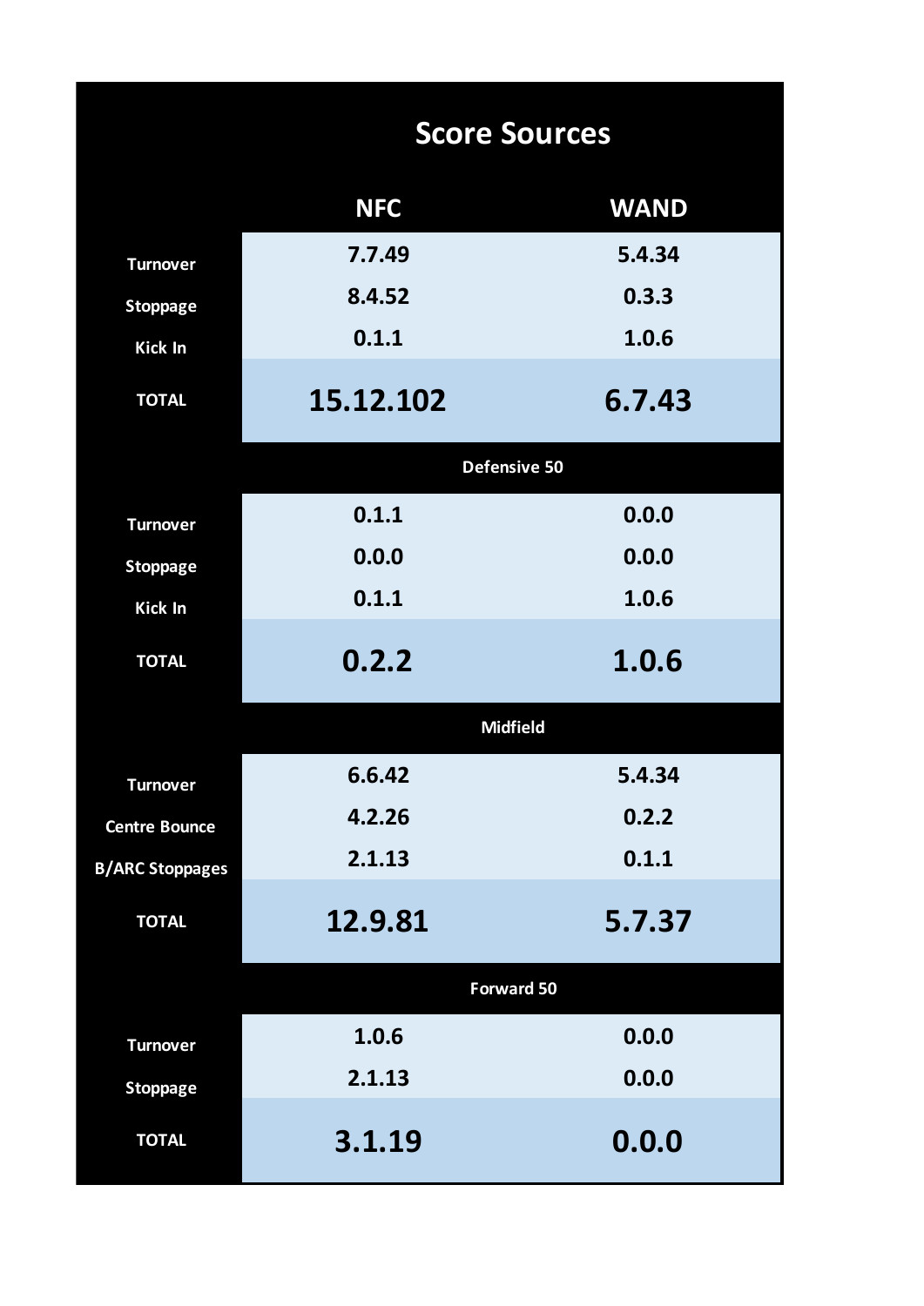## Score Sources

| | NFC | WAND |
|---|---|---|
| Turnover | 7.7.49 | 5.4.34 |
| Stoppage | 8.4.52 | 0.3.3 |
| Kick In | 0.1.1 | 1.0.6 |
| **TOTAL** | **15.12.102** | **6.7.43** |
| **Defensive 50** | | |
| Turnover | 0.1.1 | 0.0.0 |
| Stoppage | 0.0.0 | 0.0.0 |
| Kick In | 0.1.1 | 1.0.6 |
| **TOTAL** | **0.2.2** | **1.0.6** |
| **Midfield** | | |
| Turnover | 6.6.42 | 5.4.34 |
| Centre Bounce | 4.2.26 | 0.2.2 |
| B/ARC Stoppages | 2.1.13 | 0.1.1 |
| **TOTAL** | **12.9.81** | **5.7.37** |
| **Forward 50** | | |
| Turnover | 1.0.6 | 0.0.0 |
| Stoppage | 2.1.13 | 0.0.0 |
| **TOTAL** | **3.1.19** | **0.0.0** |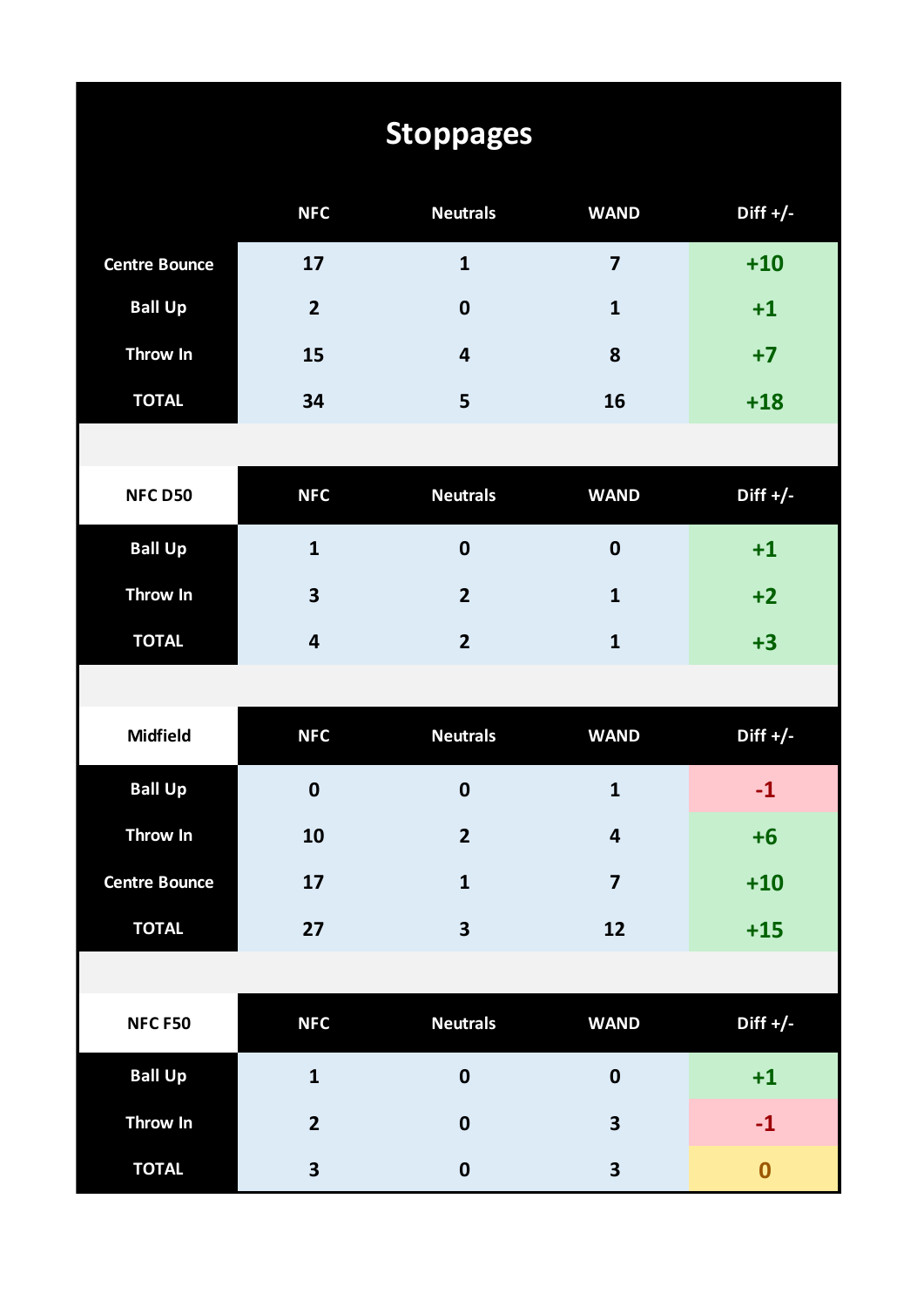# Stoppages

| | NFC | Neutrals | WAND | Diff +/- |
|---|---|---|---|---|
| Centre Bounce | 17 | 1 | 7 | +10 |
| Ball Up | 2 | 0 | 1 | +1 |
| Throw In | 15 | 4 | 8 | +7 |
| TOTAL | 34 | 5 | 16 | +18 |

| NFC D50 | NFC | Neutrals | WAND | Diff +/- |
|---|---|---|---|---|
| Ball Up | 1 | 0 | 0 | +1 |
| Throw In | 3 | 2 | 1 | +2 |
| TOTAL | 4 | 2 | 1 | +3 |

| Midfield | NFC | Neutrals | WAND | Diff +/- |
|---|---|---|---|---|
| Ball Up | 0 | 0 | 1 | -1 |
| Throw In | 10 | 2 | 4 | +6 |
| Centre Bounce | 17 | 1 | 7 | +10 |
| TOTAL | 27 | 3 | 12 | +15 |

| NFC F50 | NFC | Neutrals | WAND | Diff +/- |
|---|---|---|---|---|
| Ball Up | 1 | 0 | 0 | +1 |
| Throw In | 2 | 0 | 3 | -1 |
| TOTAL | 3 | 0 | 3 | 0 |